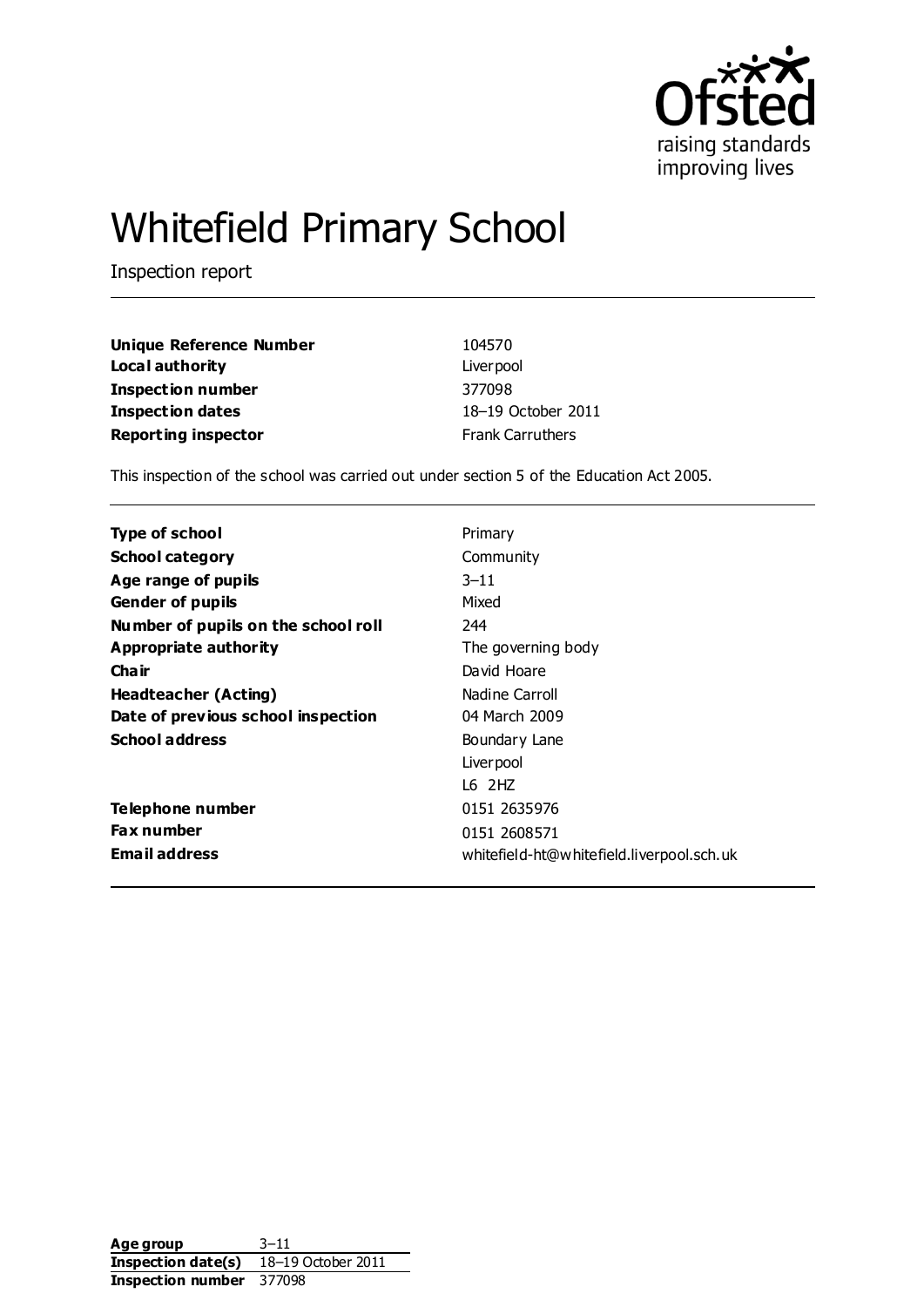raising standards improving lives

# Whitefield Primary School

Inspection report

| | |
|---|---|
| **Unique Reference Number** | 104570 |
| **Local authority** | Liverpool |
| **Inspection number** | 377098 |
| **Inspection dates** | 18–19 October 2011 |
| **Reporting inspector** | Frank Carruthers |

This inspection of the school was carried out under section 5 of the Education Act 2005.

| | |
|---|---|
| **Type of school** | Primary |
| **School category** | Community |
| **Age range of pupils** | 3–11 |
| **Gender of pupils** | Mixed |
| **Number of pupils on the school roll** | 244 |
| **Appropriate authority** | The governing body |
| **Chair** | David Hoare |
| **Headteacher (Acting)** | Nadine Carroll |
| **Date of previous school inspection** | 04 March 2009 |
| **School address** | Boundary Lane<br>Liverpool<br>L6 2HZ |
| **Telephone number** | 0151 2635976 |
| **Fax number** | 0151 2608571 |
| **Email address** | whitefield-ht@whitefield.liverpool.sch.uk |

| | |
|---|---|
| **Age group** | 3–11 |
| **Inspection date(s)** | 18–19 October 2011 |
| **Inspection number** | 377098 |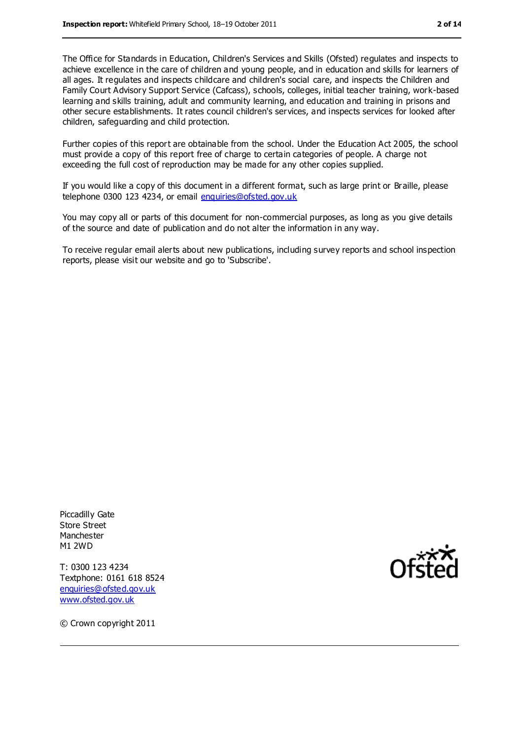The Office for Standards in Education, Children's Services and Skills (Ofsted) regulates and inspects to achieve excellence in the care of children and young people, and in education and skills for learners of all ages. It regulates and inspects childcare and children's social care, and inspects the Children and Family Court Advisory Support Service (Cafcass), schools, colleges, initial teacher training, work-based learning and skills training, adult and community learning, and education and training in prisons and other secure establishments. It rates council children's services, and inspects services for looked after children, safeguarding and child protection.

Further copies of this report are obtainable from the school. Under the Education Act 2005, the school must provide a copy of this report free of charge to certain categories of people. A charge not exceeding the full cost of reproduction may be made for any other copies supplied.

If you would like a copy of this document in a different format, such as large print or Braille, please telephone 0300 123 4234, or email enquiries@ofsted.gov.uk

You may copy all or parts of this document for non-commercial purposes, as long as you give details of the source and date of publication and do not alter the information in any way.

To receive regular email alerts about new publications, including survey reports and school inspection reports, please visit our website and go to 'Subscribe'.

Piccadilly Gate
Store Street
Manchester
M1 2WD

T: 0300 123 4234
Textphone: 0161 618 8524
enquiries@ofsted.gov.uk
www.ofsted.gov.uk

© Crown copyright 2011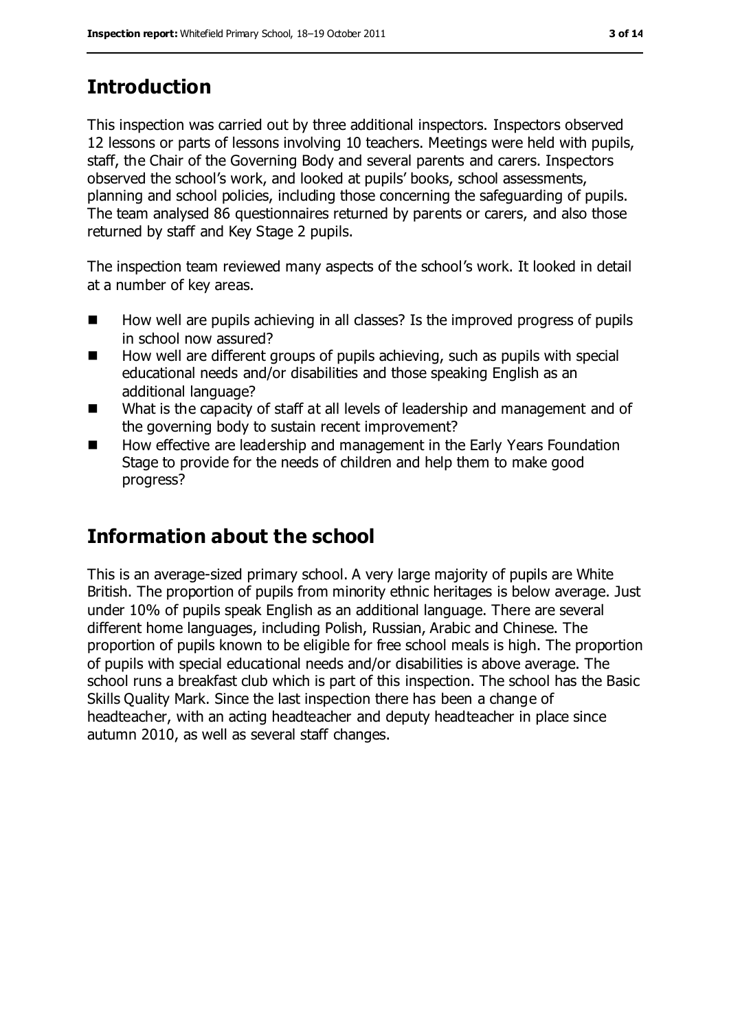## Introduction

This inspection was carried out by three additional inspectors. Inspectors observed 12 lessons or parts of lessons involving 10 teachers. Meetings were held with pupils, staff, the Chair of the Governing Body and several parents and carers. Inspectors observed the school's work, and looked at pupils' books, school assessments, planning and school policies, including those concerning the safeguarding of pupils. The team analysed 86 questionnaires returned by parents or carers, and also those returned by staff and Key Stage 2 pupils.

The inspection team reviewed many aspects of the school's work. It looked in detail at a number of key areas.

- How well are pupils achieving in all classes? Is the improved progress of pupils in school now assured?
- How well are different groups of pupils achieving, such as pupils with special educational needs and/or disabilities and those speaking English as an additional language?
- What is the capacity of staff at all levels of leadership and management and of the governing body to sustain recent improvement?
- How effective are leadership and management in the Early Years Foundation Stage to provide for the needs of children and help them to make good progress?

## Information about the school

This is an average-sized primary school. A very large majority of pupils are White British. The proportion of pupils from minority ethnic heritages is below average. Just under 10% of pupils speak English as an additional language. There are several different home languages, including Polish, Russian, Arabic and Chinese. The proportion of pupils known to be eligible for free school meals is high. The proportion of pupils with special educational needs and/or disabilities is above average. The school runs a breakfast club which is part of this inspection. The school has the Basic Skills Quality Mark. Since the last inspection there has been a change of headteacher, with an acting headteacher and deputy headteacher in place since autumn 2010, as well as several staff changes.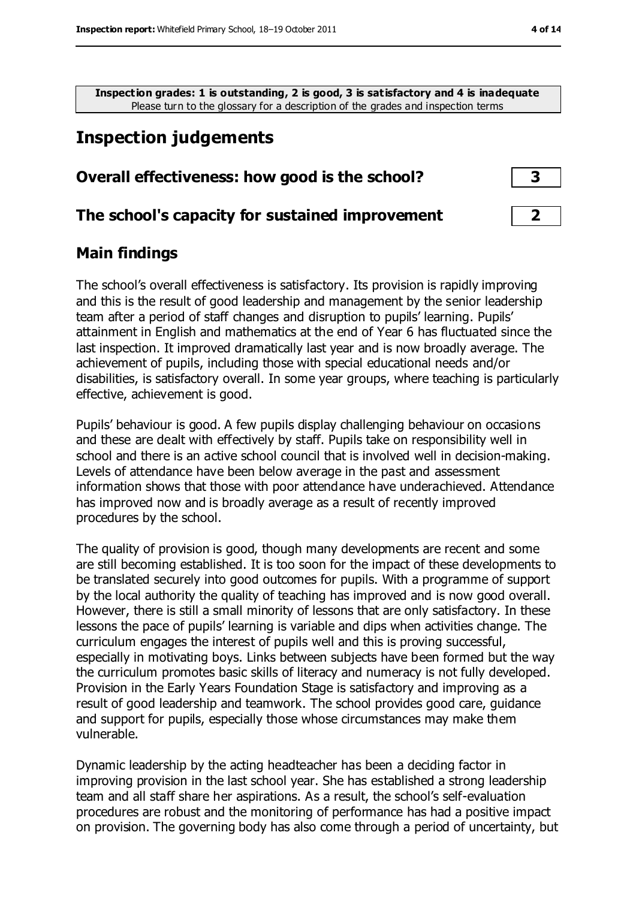**Inspection grades: 1 is outstanding, 2 is good, 3 is satisfactory and 4 is inadequate**
Please turn to the glossary for a description of the grades and inspection terms

## Inspection judgements

| | |
|---|---|
| **Overall effectiveness: how good is the school?** | **3** |
| **The school's capacity for sustained improvement** | **2** |

### Main findings

The school's overall effectiveness is satisfactory. Its provision is rapidly improving and this is the result of good leadership and management by the senior leadership team after a period of staff changes and disruption to pupils' learning. Pupils' attainment in English and mathematics at the end of Year 6 has fluctuated since the last inspection. It improved dramatically last year and is now broadly average. The achievement of pupils, including those with special educational needs and/or disabilities, is satisfactory overall. In some year groups, where teaching is particularly effective, achievement is good.

Pupils' behaviour is good. A few pupils display challenging behaviour on occasions and these are dealt with effectively by staff. Pupils take on responsibility well in school and there is an active school council that is involved well in decision-making. Levels of attendance have been below average in the past and assessment information shows that those with poor attendance have underachieved. Attendance has improved now and is broadly average as a result of recently improved procedures by the school.

The quality of provision is good, though many developments are recent and some are still becoming established. It is too soon for the impact of these developments to be translated securely into good outcomes for pupils. With a programme of support by the local authority the quality of teaching has improved and is now good overall. However, there is still a small minority of lessons that are only satisfactory. In these lessons the pace of pupils' learning is variable and dips when activities change. The curriculum engages the interest of pupils well and this is proving successful, especially in motivating boys. Links between subjects have been formed but the way the curriculum promotes basic skills of literacy and numeracy is not fully developed. Provision in the Early Years Foundation Stage is satisfactory and improving as a result of good leadership and teamwork. The school provides good care, guidance and support for pupils, especially those whose circumstances may make them vulnerable.

Dynamic leadership by the acting headteacher has been a deciding factor in improving provision in the last school year. She has established a strong leadership team and all staff share her aspirations. As a result, the school's self-evaluation procedures are robust and the monitoring of performance has had a positive impact on provision. The governing body has also come through a period of uncertainty, but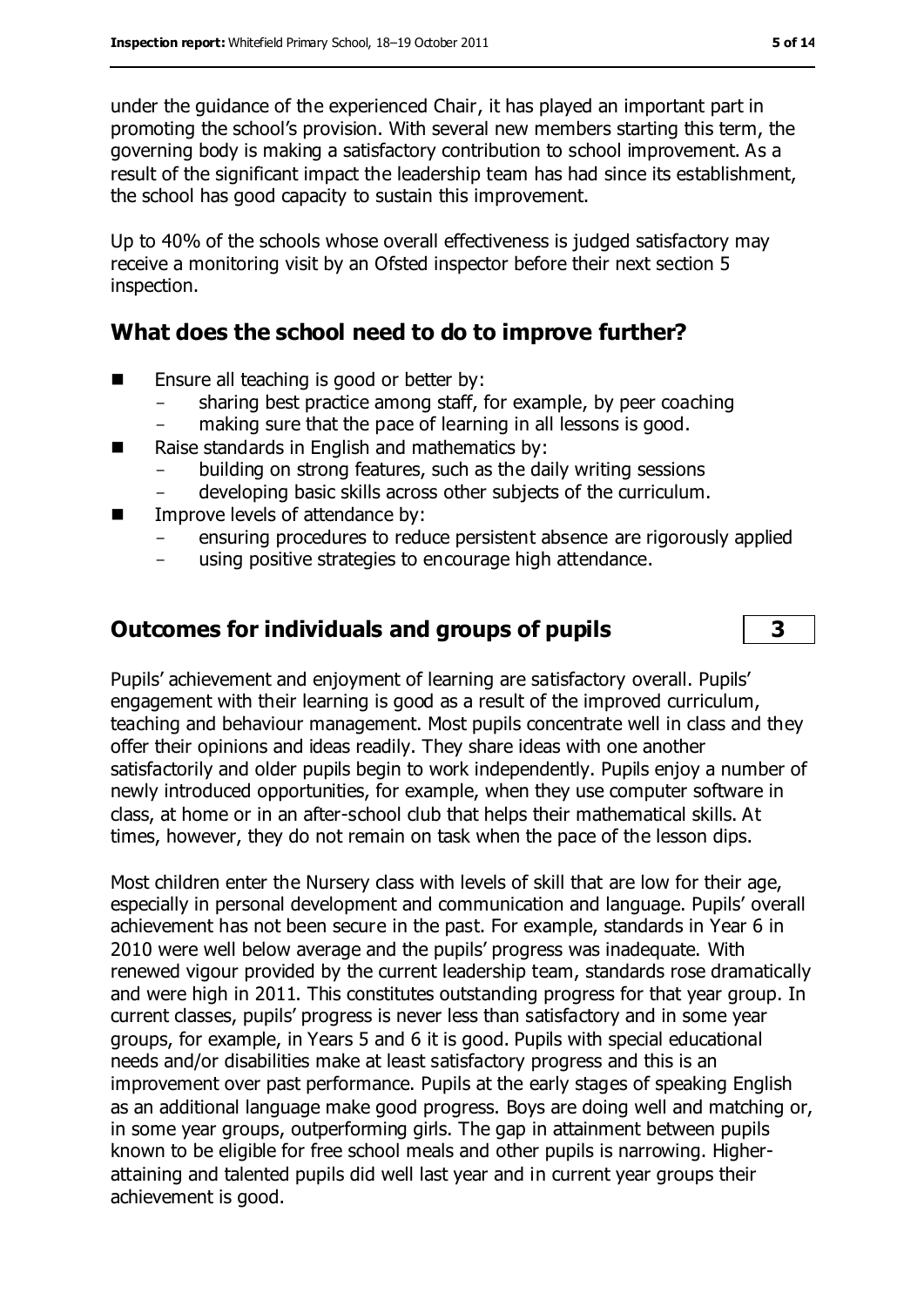under the guidance of the experienced Chair, it has played an important part in promoting the school's provision. With several new members starting this term, the governing body is making a satisfactory contribution to school improvement. As a result of the significant impact the leadership team has had since its establishment, the school has good capacity to sustain this improvement.

Up to 40% of the schools whose overall effectiveness is judged satisfactory may receive a monitoring visit by an Ofsted inspector before their next section 5 inspection.

## What does the school need to do to improve further?

- Ensure all teaching is good or better by:
  - sharing best practice among staff, for example, by peer coaching
  - making sure that the pace of learning in all lessons is good.
- Raise standards in English and mathematics by:
  - building on strong features, such as the daily writing sessions
  - developing basic skills across other subjects of the curriculum.
- Improve levels of attendance by:
  - ensuring procedures to reduce persistent absence are rigorously applied
  - using positive strategies to encourage high attendance.

## Outcomes for individuals and groups of pupils — 3

Pupils' achievement and enjoyment of learning are satisfactory overall. Pupils' engagement with their learning is good as a result of the improved curriculum, teaching and behaviour management. Most pupils concentrate well in class and they offer their opinions and ideas readily. They share ideas with one another satisfactorily and older pupils begin to work independently. Pupils enjoy a number of newly introduced opportunities, for example, when they use computer software in class, at home or in an after-school club that helps their mathematical skills. At times, however, they do not remain on task when the pace of the lesson dips.

Most children enter the Nursery class with levels of skill that are low for their age, especially in personal development and communication and language. Pupils' overall achievement has not been secure in the past. For example, standards in Year 6 in 2010 were well below average and the pupils' progress was inadequate. With renewed vigour provided by the current leadership team, standards rose dramatically and were high in 2011. This constitutes outstanding progress for that year group. In current classes, pupils' progress is never less than satisfactory and in some year groups, for example, in Years 5 and 6 it is good. Pupils with special educational needs and/or disabilities make at least satisfactory progress and this is an improvement over past performance. Pupils at the early stages of speaking English as an additional language make good progress. Boys are doing well and matching or, in some year groups, outperforming girls. The gap in attainment between pupils known to be eligible for free school meals and other pupils is narrowing. Higher-attaining and talented pupils did well last year and in current year groups their achievement is good.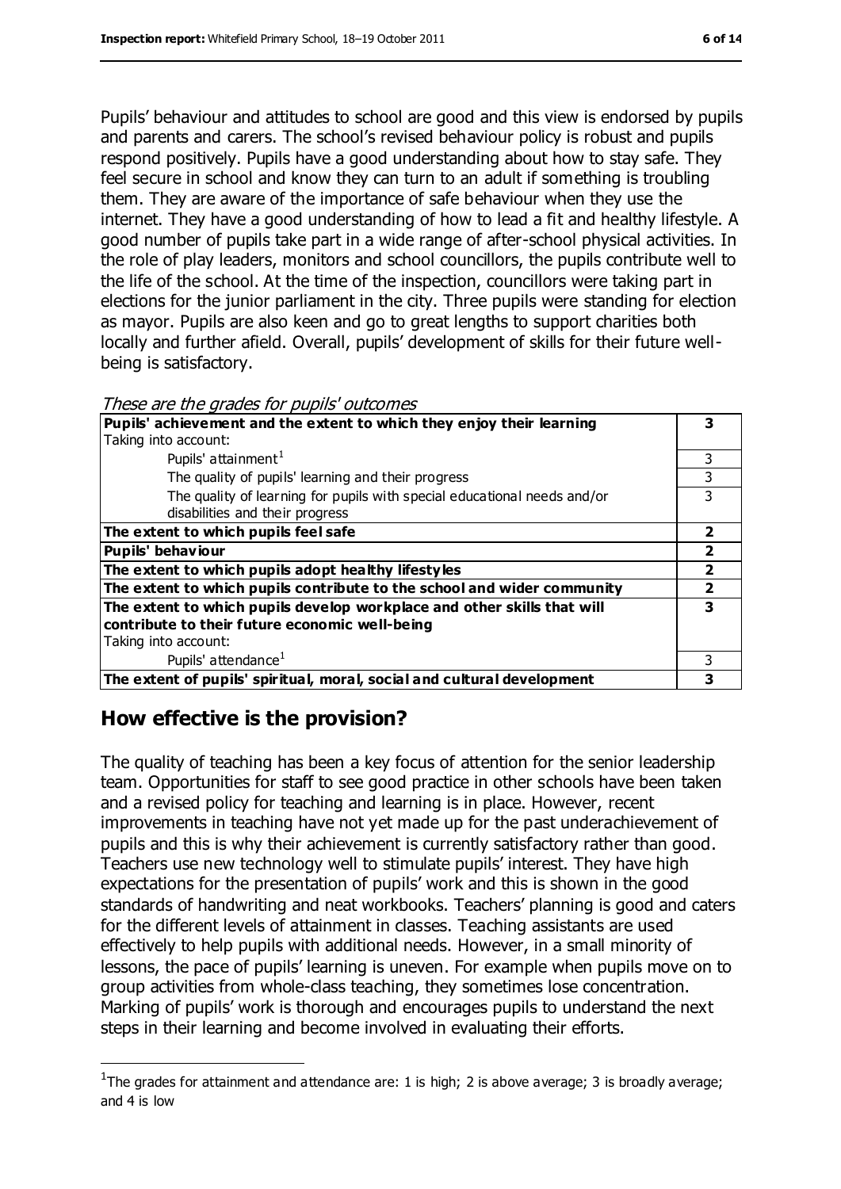Pupils' behaviour and attitudes to school are good and this view is endorsed by pupils and parents and carers. The school's revised behaviour policy is robust and pupils respond positively. Pupils have a good understanding about how to stay safe. They feel secure in school and know they can turn to an adult if something is troubling them. They are aware of the importance of safe behaviour when they use the internet. They have a good understanding of how to lead a fit and healthy lifestyle. A good number of pupils take part in a wide range of after-school physical activities. In the role of play leaders, monitors and school councillors, the pupils contribute well to the life of the school. At the time of the inspection, councillors were taking part in elections for the junior parliament in the city. Three pupils were standing for election as mayor. Pupils are also keen and go to great lengths to support charities both locally and further afield. Overall, pupils' development of skills for their future well-being is satisfactory.

*These are the grades for pupils' outcomes*

| | |
|---|---|
| **Pupils' achievement and the extent to which they enjoy their learning**<br>Taking into account: | **3** |
| Pupils' attainment[1] | 3 |
| The quality of pupils' learning and their progress | 3 |
| The quality of learning for pupils with special educational needs and/or disabilities and their progress | 3 |
| **The extent to which pupils feel safe** | **2** |
| **Pupils' behaviour** | **2** |
| **The extent to which pupils adopt healthy lifestyles** | **2** |
| **The extent to which pupils contribute to the school and wider community** | **2** |
| **The extent to which pupils develop workplace and other skills that will contribute to their future economic well-being**<br>Taking into account: | **3** |
| Pupils' attendance[1] | 3 |
| **The extent of pupils' spiritual, moral, social and cultural development** | **3** |

## How effective is the provision?

The quality of teaching has been a key focus of attention for the senior leadership team. Opportunities for staff to see good practice in other schools have been taken and a revised policy for teaching and learning is in place. However, recent improvements in teaching have not yet made up for the past underachievement of pupils and this is why their achievement is currently satisfactory rather than good. Teachers use new technology well to stimulate pupils' interest. They have high expectations for the presentation of pupils' work and this is shown in the good standards of handwriting and neat workbooks. Teachers' planning is good and caters for the different levels of attainment in classes. Teaching assistants are used effectively to help pupils with additional needs. However, in a small minority of lessons, the pace of pupils' learning is uneven. For example when pupils move on to group activities from whole-class teaching, they sometimes lose concentration. Marking of pupils' work is thorough and encourages pupils to understand the next steps in their learning and become involved in evaluating their efforts.

[1] The grades for attainment and attendance are: 1 is high; 2 is above average; 3 is broadly average; and 4 is low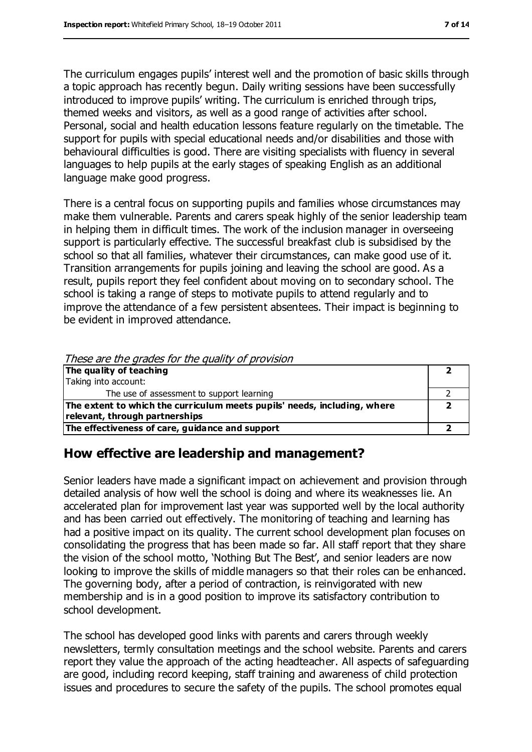The curriculum engages pupils' interest well and the promotion of basic skills through a topic approach has recently begun. Daily writing sessions have been successfully introduced to improve pupils' writing. The curriculum is enriched through trips, themed weeks and visitors, as well as a good range of activities after school. Personal, social and health education lessons feature regularly on the timetable. The support for pupils with special educational needs and/or disabilities and those with behavioural difficulties is good. There are visiting specialists with fluency in several languages to help pupils at the early stages of speaking English as an additional language make good progress.

There is a central focus on supporting pupils and families whose circumstances may make them vulnerable. Parents and carers speak highly of the senior leadership team in helping them in difficult times. The work of the inclusion manager in overseeing support is particularly effective. The successful breakfast club is subsidised by the school so that all families, whatever their circumstances, can make good use of it. Transition arrangements for pupils joining and leaving the school are good. As a result, pupils report they feel confident about moving on to secondary school. The school is taking a range of steps to motivate pupils to attend regularly and to improve the attendance of a few persistent absentees. Their impact is beginning to be evident in improved attendance.

*These are the grades for the quality of provision*

| | |
|---|---|
| **The quality of teaching** | **2** |
| Taking into account: | |
| The use of assessment to support learning | 2 |
| **The extent to which the curriculum meets pupils' needs, including, where relevant, through partnerships** | **2** |
| **The effectiveness of care, guidance and support** | **2** |

## How effective are leadership and management?

Senior leaders have made a significant impact on achievement and provision through detailed analysis of how well the school is doing and where its weaknesses lie. An accelerated plan for improvement last year was supported well by the local authority and has been carried out effectively. The monitoring of teaching and learning has had a positive impact on its quality. The current school development plan focuses on consolidating the progress that has been made so far. All staff report that they share the vision of the school motto, 'Nothing But The Best', and senior leaders are now looking to improve the skills of middle managers so that their roles can be enhanced. The governing body, after a period of contraction, is reinvigorated with new membership and is in a good position to improve its satisfactory contribution to school development.

The school has developed good links with parents and carers through weekly newsletters, termly consultation meetings and the school website. Parents and carers report they value the approach of the acting headteacher. All aspects of safeguarding are good, including record keeping, staff training and awareness of child protection issues and procedures to secure the safety of the pupils. The school promotes equal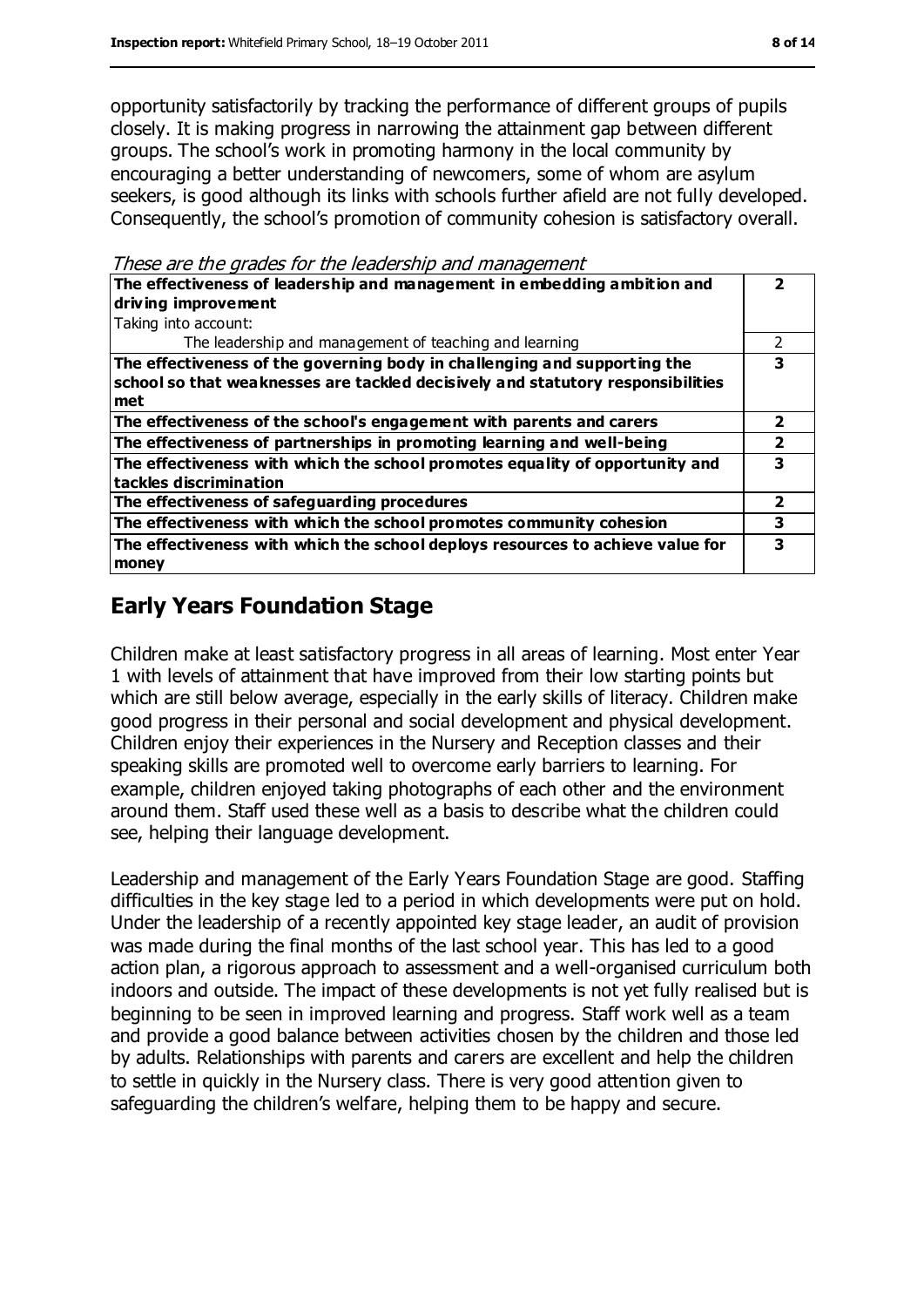opportunity satisfactorily by tracking the performance of different groups of pupils closely. It is making progress in narrowing the attainment gap between different groups. The school's work in promoting harmony in the local community by encouraging a better understanding of newcomers, some of whom are asylum seekers, is good although its links with schools further afield are not fully developed. Consequently, the school's promotion of community cohesion is satisfactory overall.

*These are the grades for the leadership and management*

| | |
|---|---|
| **The effectiveness of leadership and management in embedding ambition and driving improvement** | **2** |
| Taking into account: | |
| The leadership and management of teaching and learning | 2 |
| **The effectiveness of the governing body in challenging and supporting the school so that weaknesses are tackled decisively and statutory responsibilities met** | **3** |
| **The effectiveness of the school's engagement with parents and carers** | **2** |
| **The effectiveness of partnerships in promoting learning and well-being** | **2** |
| **The effectiveness with which the school promotes equality of opportunity and tackles discrimination** | **3** |
| **The effectiveness of safeguarding procedures** | **2** |
| **The effectiveness with which the school promotes community cohesion** | **3** |
| **The effectiveness with which the school deploys resources to achieve value for money** | **3** |

## Early Years Foundation Stage

Children make at least satisfactory progress in all areas of learning. Most enter Year 1 with levels of attainment that have improved from their low starting points but which are still below average, especially in the early skills of literacy. Children make good progress in their personal and social development and physical development. Children enjoy their experiences in the Nursery and Reception classes and their speaking skills are promoted well to overcome early barriers to learning. For example, children enjoyed taking photographs of each other and the environment around them. Staff used these well as a basis to describe what the children could see, helping their language development.

Leadership and management of the Early Years Foundation Stage are good. Staffing difficulties in the key stage led to a period in which developments were put on hold. Under the leadership of a recently appointed key stage leader, an audit of provision was made during the final months of the last school year. This has led to a good action plan, a rigorous approach to assessment and a well-organised curriculum both indoors and outside. The impact of these developments is not yet fully realised but is beginning to be seen in improved learning and progress. Staff work well as a team and provide a good balance between activities chosen by the children and those led by adults. Relationships with parents and carers are excellent and help the children to settle in quickly in the Nursery class. There is very good attention given to safeguarding the children's welfare, helping them to be happy and secure.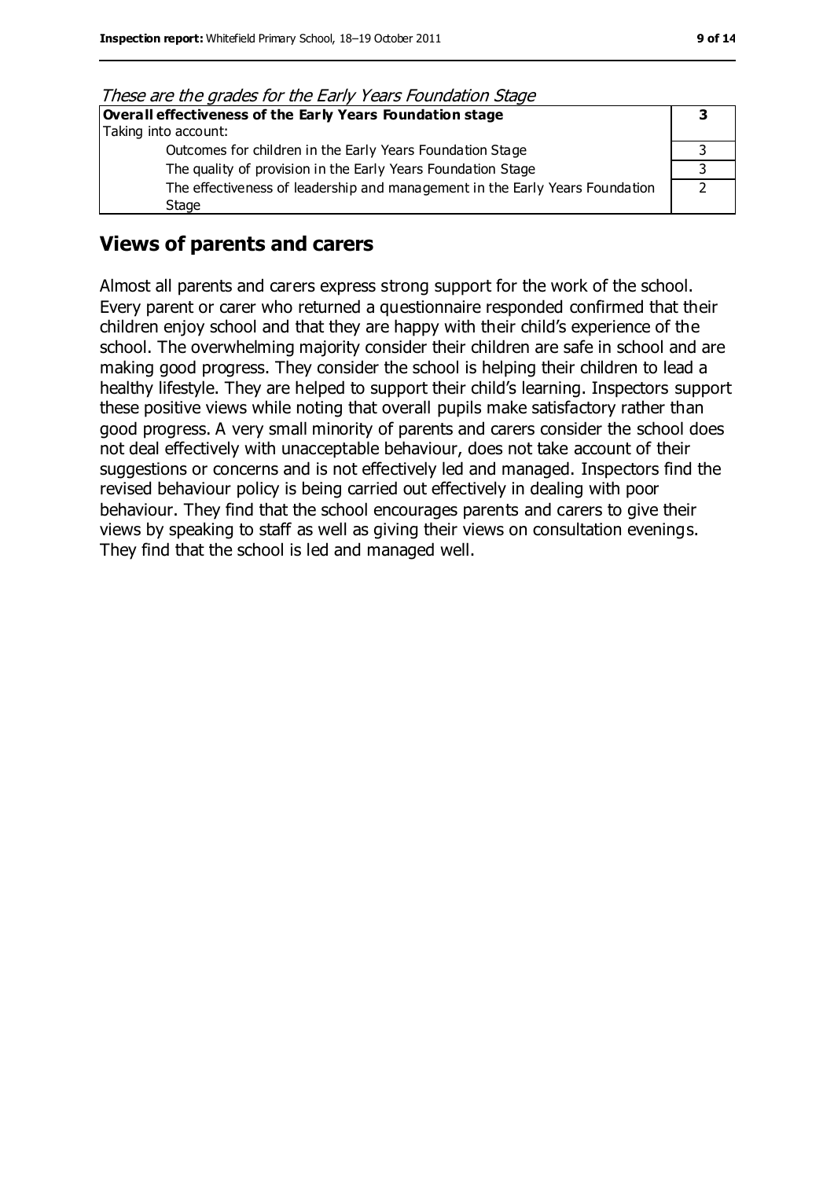*These are the grades for the Early Years Foundation Stage*

| **Overall effectiveness of the Early Years Foundation stage** | **3** |
|---|---|
| Taking into account: | |
| Outcomes for children in the Early Years Foundation Stage | 3 |
| The quality of provision in the Early Years Foundation Stage | 3 |
| The effectiveness of leadership and management in the Early Years Foundation Stage | 2 |

## Views of parents and carers

Almost all parents and carers express strong support for the work of the school. Every parent or carer who returned a questionnaire responded confirmed that their children enjoy school and that they are happy with their child's experience of the school. The overwhelming majority consider their children are safe in school and are making good progress. They consider the school is helping their children to lead a healthy lifestyle. They are helped to support their child's learning. Inspectors support these positive views while noting that overall pupils make satisfactory rather than good progress. A very small minority of parents and carers consider the school does not deal effectively with unacceptable behaviour, does not take account of their suggestions or concerns and is not effectively led and managed. Inspectors find the revised behaviour policy is being carried out effectively in dealing with poor behaviour. They find that the school encourages parents and carers to give their views by speaking to staff as well as giving their views on consultation evenings. They find that the school is led and managed well.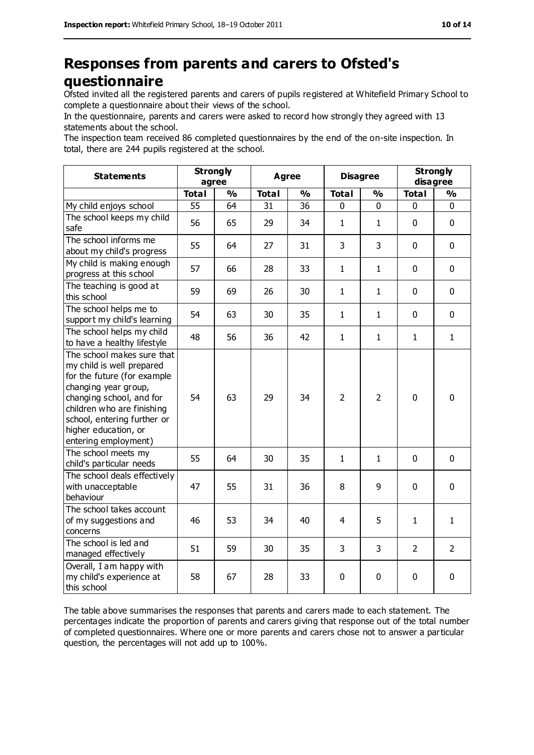# Responses from parents and carers to Ofsted's questionnaire

Ofsted invited all the registered parents and carers of pupils registered at Whitefield Primary School to complete a questionnaire about their views of the school.

In the questionnaire, parents and carers were asked to record how strongly they agreed with 13 statements about the school.

The inspection team received 86 completed questionnaires by the end of the on-site inspection. In total, there are 244 pupils registered at the school.

| Statements | Strongly agree | | Agree | | Disagree | | Strongly disagree | |
|---|---|---|---|---|---|---|---|---|
| | **Total** | **%** | **Total** | **%** | **Total** | **%** | **Total** | **%** |
| My child enjoys school | 55 | 64 | 31 | 36 | 0 | 0 | 0 | 0 |
| The school keeps my child safe | 56 | 65 | 29 | 34 | 1 | 1 | 0 | 0 |
| The school informs me about my child's progress | 55 | 64 | 27 | 31 | 3 | 3 | 0 | 0 |
| My child is making enough progress at this school | 57 | 66 | 28 | 33 | 1 | 1 | 0 | 0 |
| The teaching is good at this school | 59 | 69 | 26 | 30 | 1 | 1 | 0 | 0 |
| The school helps me to support my child's learning | 54 | 63 | 30 | 35 | 1 | 1 | 0 | 0 |
| The school helps my child to have a healthy lifestyle | 48 | 56 | 36 | 42 | 1 | 1 | 1 | 1 |
| The school makes sure that my child is well prepared for the future (for example changing year group, changing school, and for children who are finishing school, entering further or higher education, or entering employment) | 54 | 63 | 29 | 34 | 2 | 2 | 0 | 0 |
| The school meets my child's particular needs | 55 | 64 | 30 | 35 | 1 | 1 | 0 | 0 |
| The school deals effectively with unacceptable behaviour | 47 | 55 | 31 | 36 | 8 | 9 | 0 | 0 |
| The school takes account of my suggestions and concerns | 46 | 53 | 34 | 40 | 4 | 5 | 1 | 1 |
| The school is led and managed effectively | 51 | 59 | 30 | 35 | 3 | 3 | 2 | 2 |
| Overall, I am happy with my child's experience at this school | 58 | 67 | 28 | 33 | 0 | 0 | 0 | 0 |

The table above summarises the responses that parents and carers made to each statement. The percentages indicate the proportion of parents and carers giving that response out of the total number of completed questionnaires. Where one or more parents and carers chose not to answer a particular question, the percentages will not add up to 100%.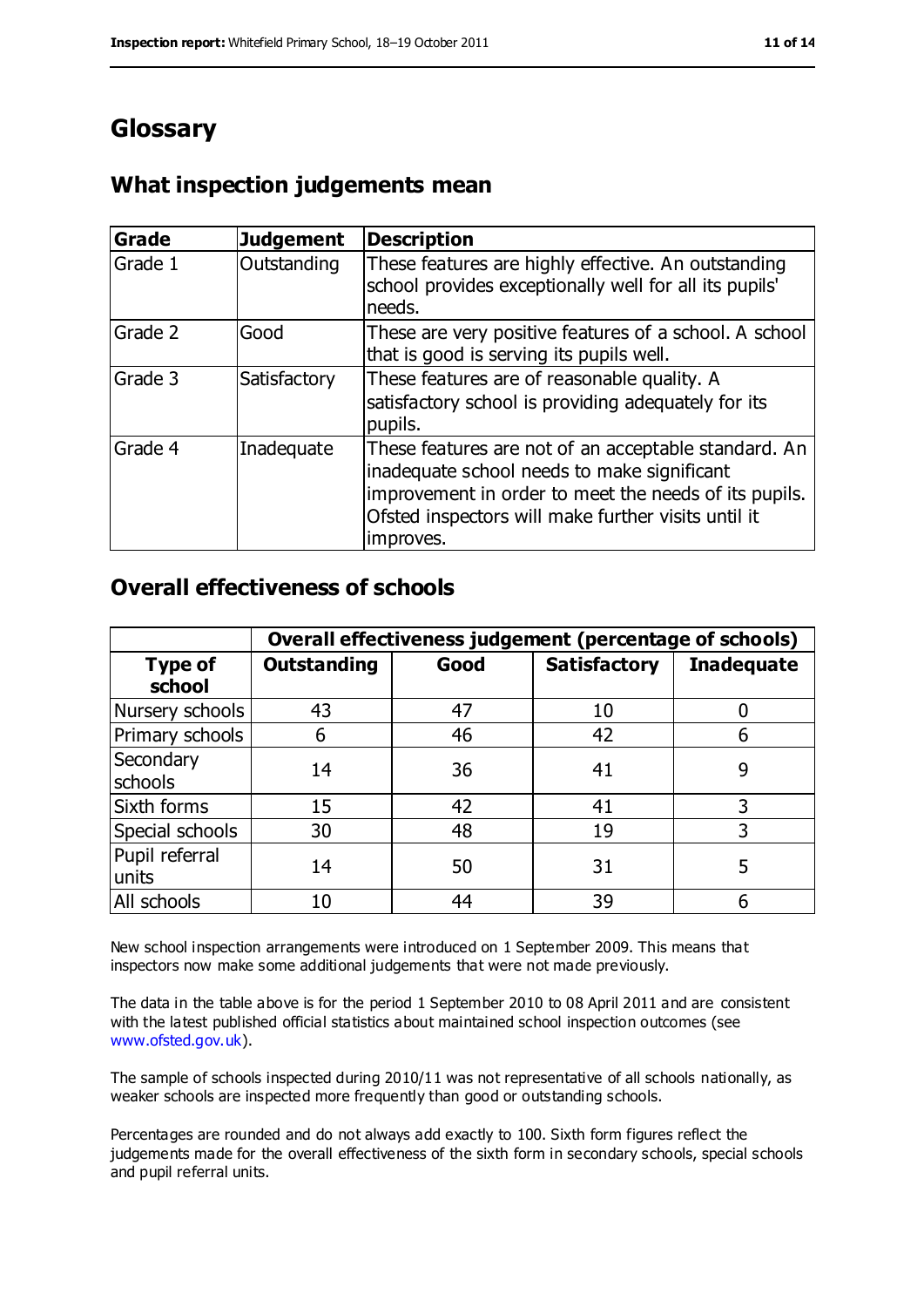# Glossary

## What inspection judgements mean

| Grade | Judgement | Description |
|---|---|---|
| Grade 1 | Outstanding | These features are highly effective. An outstanding school provides exceptionally well for all its pupils' needs. |
| Grade 2 | Good | These are very positive features of a school. A school that is good is serving its pupils well. |
| Grade 3 | Satisfactory | These features are of reasonable quality. A satisfactory school is providing adequately for its pupils. |
| Grade 4 | Inadequate | These features are not of an acceptable standard. An inadequate school needs to make significant improvement in order to meet the needs of its pupils. Ofsted inspectors will make further visits until it improves. |

## Overall effectiveness of schools

| | Overall effectiveness judgement (percentage of schools) | | | |
|---|---|---|---|---|
| **Type of school** | **Outstanding** | **Good** | **Satisfactory** | **Inadequate** |
| Nursery schools | 43 | 47 | 10 | 0 |
| Primary schools | 6 | 46 | 42 | 6 |
| Secondary schools | 14 | 36 | 41 | 9 |
| Sixth forms | 15 | 42 | 41 | 3 |
| Special schools | 30 | 48 | 19 | 3 |
| Pupil referral units | 14 | 50 | 31 | 5 |
| All schools | 10 | 44 | 39 | 6 |

New school inspection arrangements were introduced on 1 September 2009. This means that inspectors now make some additional judgements that were not made previously.

The data in the table above is for the period 1 September 2010 to 08 April 2011 and are consistent with the latest published official statistics about maintained school inspection outcomes (see www.ofsted.gov.uk).

The sample of schools inspected during 2010/11 was not representative of all schools nationally, as weaker schools are inspected more frequently than good or outstanding schools.

Percentages are rounded and do not always add exactly to 100. Sixth form figures reflect the judgements made for the overall effectiveness of the sixth form in secondary schools, special schools and pupil referral units.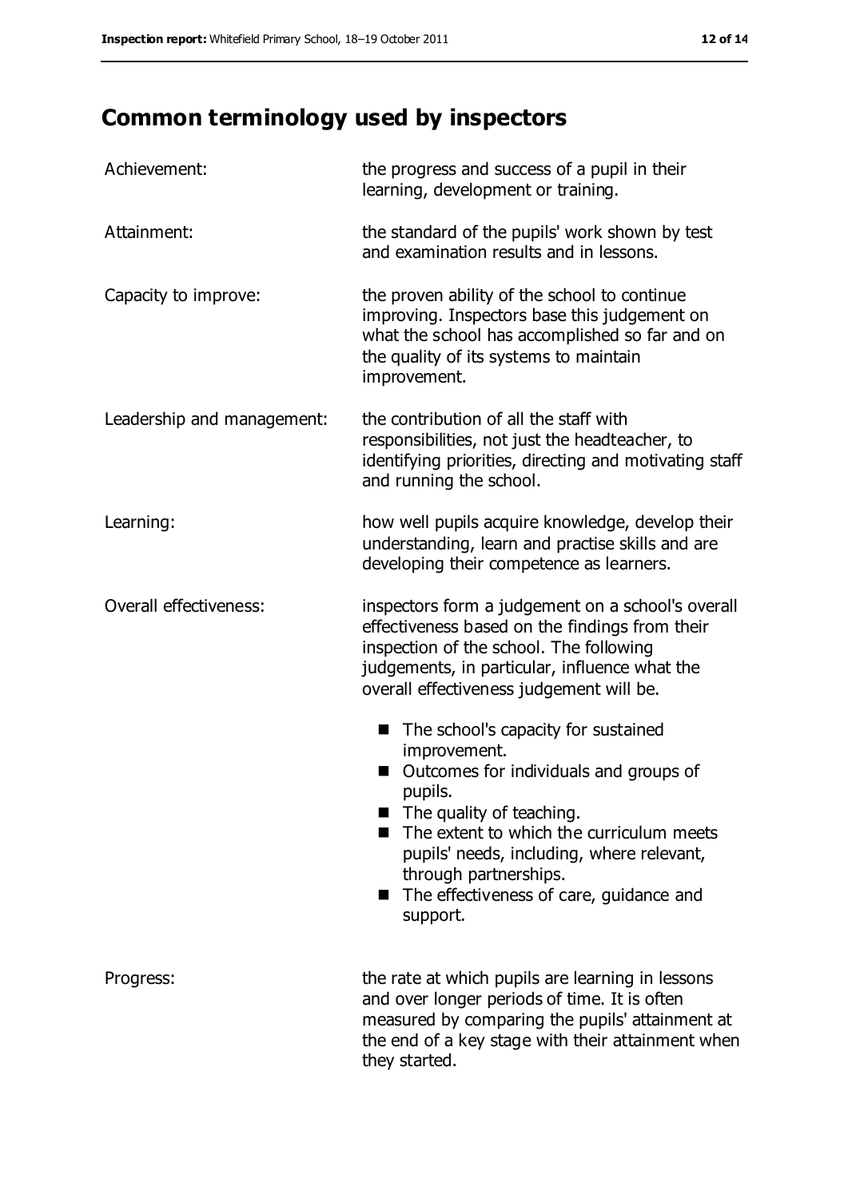# Common terminology used by inspectors

| | |
|---|---|
| Achievement: | the progress and success of a pupil in their learning, development or training. |
| Attainment: | the standard of the pupils' work shown by test and examination results and in lessons. |
| Capacity to improve: | the proven ability of the school to continue improving. Inspectors base this judgement on what the school has accomplished so far and on the quality of its systems to maintain improvement. |
| Leadership and management: | the contribution of all the staff with responsibilities, not just the headteacher, to identifying priorities, directing and motivating staff and running the school. |
| Learning: | how well pupils acquire knowledge, develop their understanding, learn and practise skills and are developing their competence as learners. |
| Overall effectiveness: | inspectors form a judgement on a school's overall effectiveness based on the findings from their inspection of the school. The following judgements, in particular, influence what the overall effectiveness judgement will be.<br>■ The school's capacity for sustained improvement.<br>■ Outcomes for individuals and groups of pupils.<br>■ The quality of teaching.<br>■ The extent to which the curriculum meets pupils' needs, including, where relevant, through partnerships.<br>■ The effectiveness of care, guidance and support. |
| Progress: | the rate at which pupils are learning in lessons and over longer periods of time. It is often measured by comparing the pupils' attainment at the end of a key stage with their attainment when they started. |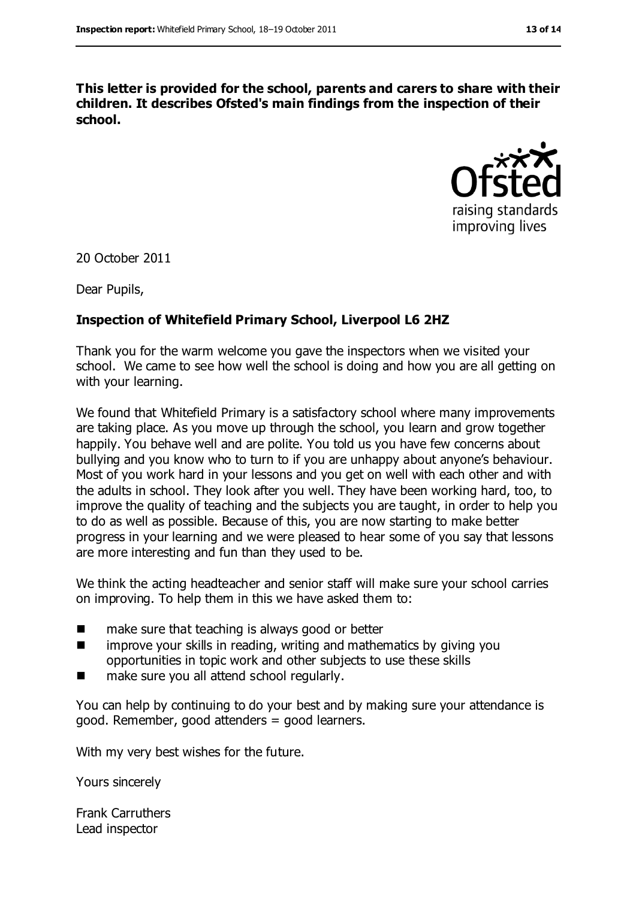**This letter is provided for the school, parents and carers to share with their children. It describes Ofsted's main findings from the inspection of their school.**

20 October 2011

Dear Pupils,

**Inspection of Whitefield Primary School, Liverpool L6 2HZ**

Thank you for the warm welcome you gave the inspectors when we visited your school. We came to see how well the school is doing and how you are all getting on with your learning.

We found that Whitefield Primary is a satisfactory school where many improvements are taking place. As you move up through the school, you learn and grow together happily. You behave well and are polite. You told us you have few concerns about bullying and you know who to turn to if you are unhappy about anyone's behaviour. Most of you work hard in your lessons and you get on well with each other and with the adults in school. They look after you well. They have been working hard, too, to improve the quality of teaching and the subjects you are taught, in order to help you to do as well as possible. Because of this, you are now starting to make better progress in your learning and we were pleased to hear some of you say that lessons are more interesting and fun than they used to be.

We think the acting headteacher and senior staff will make sure your school carries on improving. To help them in this we have asked them to:

- make sure that teaching is always good or better
- improve your skills in reading, writing and mathematics by giving you opportunities in topic work and other subjects to use these skills
- make sure you all attend school regularly.

You can help by continuing to do your best and by making sure your attendance is good. Remember, good attenders = good learners.

With my very best wishes for the future.

Yours sincerely

Frank Carruthers
Lead inspector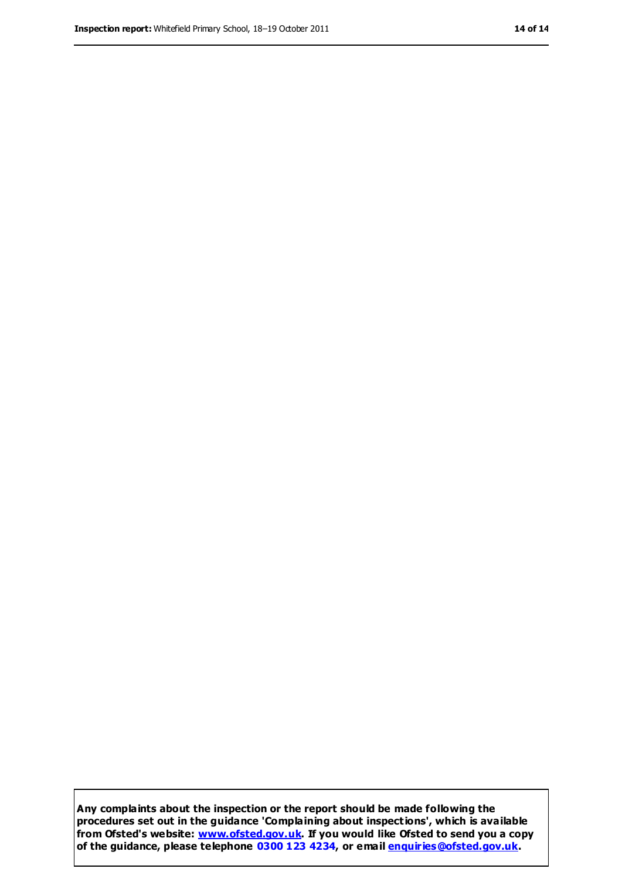**Any complaints about the inspection or the report should be made following the procedures set out in the guidance 'Complaining about inspections', which is available from Ofsted's website: [www.ofsted.gov.uk](http://www.ofsted.gov.uk). If you would like Ofsted to send you a copy of the guidance, please telephone 0300 123 4234, or email [enquiries@ofsted.gov.uk](mailto:enquiries@ofsted.gov.uk).**